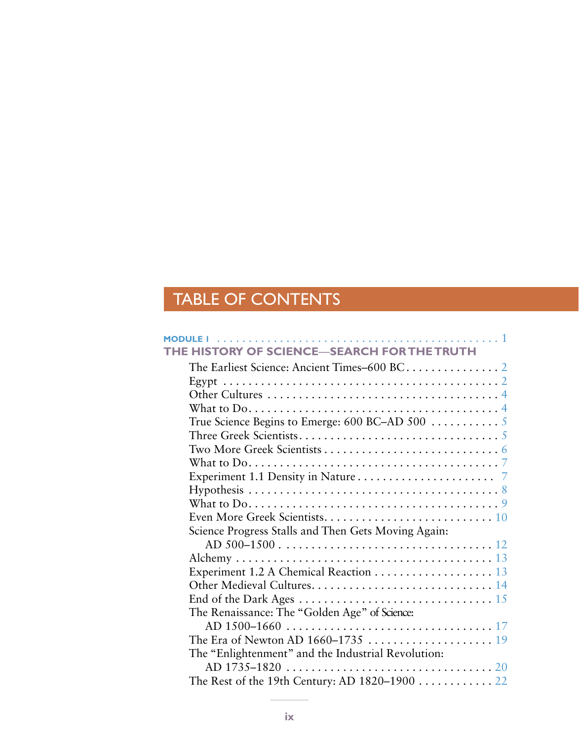# TABLE OF CONTENTS

**MODULE 1** . . . . . . . . . . . . . . . . . . . . . . . . . . . . . . . . . . . . . . . . . . . . 1

**THE HISTORY OF SCIENCE—SEARCH FOR THE TRUTH**

The Earliest Science: Ancient Times–600 BC . . . . . . . . . . . . . . . 2
Egypt . . . . . . . . . . . . . . . . . . . . . . . . . . . . . . . . . . . . . . . . . . . 2
Other Cultures . . . . . . . . . . . . . . . . . . . . . . . . . . . . . . . . . . . . 4
What to Do . . . . . . . . . . . . . . . . . . . . . . . . . . . . . . . . . . . . . . . 4
True Science Begins to Emerge: 600 BC–AD 500 . . . . . . . . . . . 5
Three Greek Scientists . . . . . . . . . . . . . . . . . . . . . . . . . . . . . . . 5
Two More Greek Scientists . . . . . . . . . . . . . . . . . . . . . . . . . . . 6
What to Do . . . . . . . . . . . . . . . . . . . . . . . . . . . . . . . . . . . . . . . 7
Experiment 1.1 Density in Nature . . . . . . . . . . . . . . . . . . . . . . 7
Hypothesis . . . . . . . . . . . . . . . . . . . . . . . . . . . . . . . . . . . . . . . 8
What to Do . . . . . . . . . . . . . . . . . . . . . . . . . . . . . . . . . . . . . . . 9
Even More Greek Scientists . . . . . . . . . . . . . . . . . . . . . . . . . . . 10
Science Progress Stalls and Then Gets Moving Again:
AD 500–1500 . . . . . . . . . . . . . . . . . . . . . . . . . . . . . . . . . . . . 12
Alchemy . . . . . . . . . . . . . . . . . . . . . . . . . . . . . . . . . . . . . . . . . 13
Experiment 1.2 A Chemical Reaction . . . . . . . . . . . . . . . . . . . 13
Other Medieval Cultures . . . . . . . . . . . . . . . . . . . . . . . . . . . . . 14
End of the Dark Ages . . . . . . . . . . . . . . . . . . . . . . . . . . . . . . . 15
The Renaissance: The “Golden Age” of Science:
AD 1500–1660 . . . . . . . . . . . . . . . . . . . . . . . . . . . . . . . . . . . . 17
The Era of Newton AD 1660–1735 . . . . . . . . . . . . . . . . . . . . 19
The “Enlightenment” and the Industrial Revolution:
AD 1735–1820 . . . . . . . . . . . . . . . . . . . . . . . . . . . . . . . . . . . . 20
The Rest of the 19th Century: AD 1820–1900 . . . . . . . . . . . . 22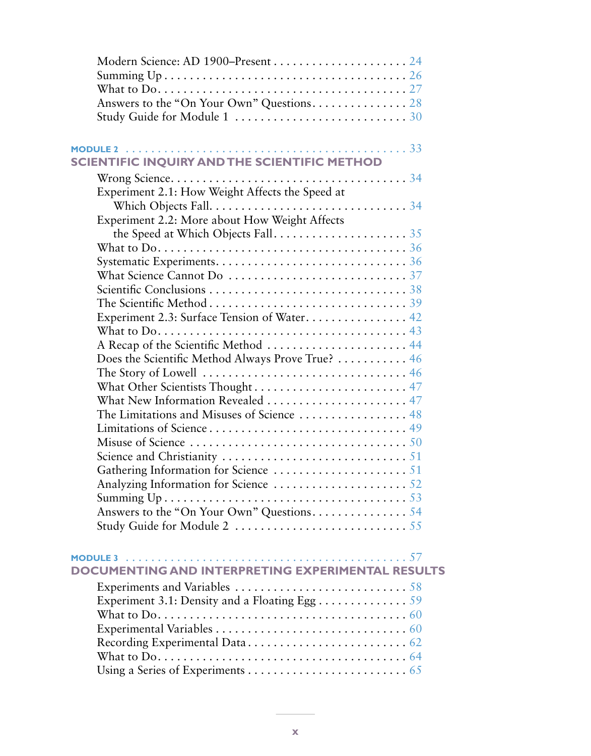Modern Science: AD 1900–Present . . . . . . . . . . . . . . . . . . . . . 24
Summing Up . . . . . . . . . . . . . . . . . . . . . . . . . . . . . . . . . . . 26
What to Do. . . . . . . . . . . . . . . . . . . . . . . . . . . . . . . . . . . . 27
Answers to the "On Your Own" Questions. . . . . . . . . . . . . . . . 28
Study Guide for Module 1 . . . . . . . . . . . . . . . . . . . . . . . . . 30

**MODULE 2** . . . . . . . . . . . . . . . . . . . . . . . . . . . . . . . . . . . . . . . . 33

## SCIENTIFIC INQUIRY AND THE SCIENTIFIC METHOD

Wrong Science. . . . . . . . . . . . . . . . . . . . . . . . . . . . . . . . . . 34
Experiment 2.1: How Weight Affects the Speed at Which Objects Fall. . . . . . . . . . . . . . . . . . . . . . . . . . . . . 34
Experiment 2.2: More about How Weight Affects the Speed at Which Objects Fall . . . . . . . . . . . . . . . . . . . . . 35
What to Do. . . . . . . . . . . . . . . . . . . . . . . . . . . . . . . . . . . . 36
Systematic Experiments. . . . . . . . . . . . . . . . . . . . . . . . . . . . 36
What Science Cannot Do . . . . . . . . . . . . . . . . . . . . . . . . . . 37
Scientific Conclusions . . . . . . . . . . . . . . . . . . . . . . . . . . . . 38
The Scientific Method . . . . . . . . . . . . . . . . . . . . . . . . . . . . 39
Experiment 2.3: Surface Tension of Water. . . . . . . . . . . . . . . . 42
What to Do. . . . . . . . . . . . . . . . . . . . . . . . . . . . . . . . . . . . 43
A Recap of the Scientific Method . . . . . . . . . . . . . . . . . . . . . 44
Does the Scientific Method Always Prove True? . . . . . . . . . . . 46
The Story of Lowell . . . . . . . . . . . . . . . . . . . . . . . . . . . . . . 46
What Other Scientists Thought . . . . . . . . . . . . . . . . . . . . . . . 47
What New Information Revealed . . . . . . . . . . . . . . . . . . . . . 47
The Limitations and Misuses of Science . . . . . . . . . . . . . . . . . 48
Limitations of Science . . . . . . . . . . . . . . . . . . . . . . . . . . . . 49
Misuse of Science . . . . . . . . . . . . . . . . . . . . . . . . . . . . . . . 50
Science and Christianity . . . . . . . . . . . . . . . . . . . . . . . . . . . 51
Gathering Information for Science . . . . . . . . . . . . . . . . . . . . 51
Analyzing Information for Science . . . . . . . . . . . . . . . . . . . . 52
Summing Up . . . . . . . . . . . . . . . . . . . . . . . . . . . . . . . . . . . 53
Answers to the "On Your Own" Questions. . . . . . . . . . . . . . . . 54
Study Guide for Module 2 . . . . . . . . . . . . . . . . . . . . . . . . . 55

**MODULE 3** . . . . . . . . . . . . . . . . . . . . . . . . . . . . . . . . . . . . . . . . 57

## DOCUMENTING AND INTERPRETING EXPERIMENTAL RESULTS

Experiments and Variables . . . . . . . . . . . . . . . . . . . . . . . . . 58
Experiment 3.1: Density and a Floating Egg . . . . . . . . . . . . . . 59
What to Do. . . . . . . . . . . . . . . . . . . . . . . . . . . . . . . . . . . . 60
Experimental Variables . . . . . . . . . . . . . . . . . . . . . . . . . . . . 60
Recording Experimental Data . . . . . . . . . . . . . . . . . . . . . . . . 62
What to Do. . . . . . . . . . . . . . . . . . . . . . . . . . . . . . . . . . . . 64
Using a Series of Experiments . . . . . . . . . . . . . . . . . . . . . . . . 65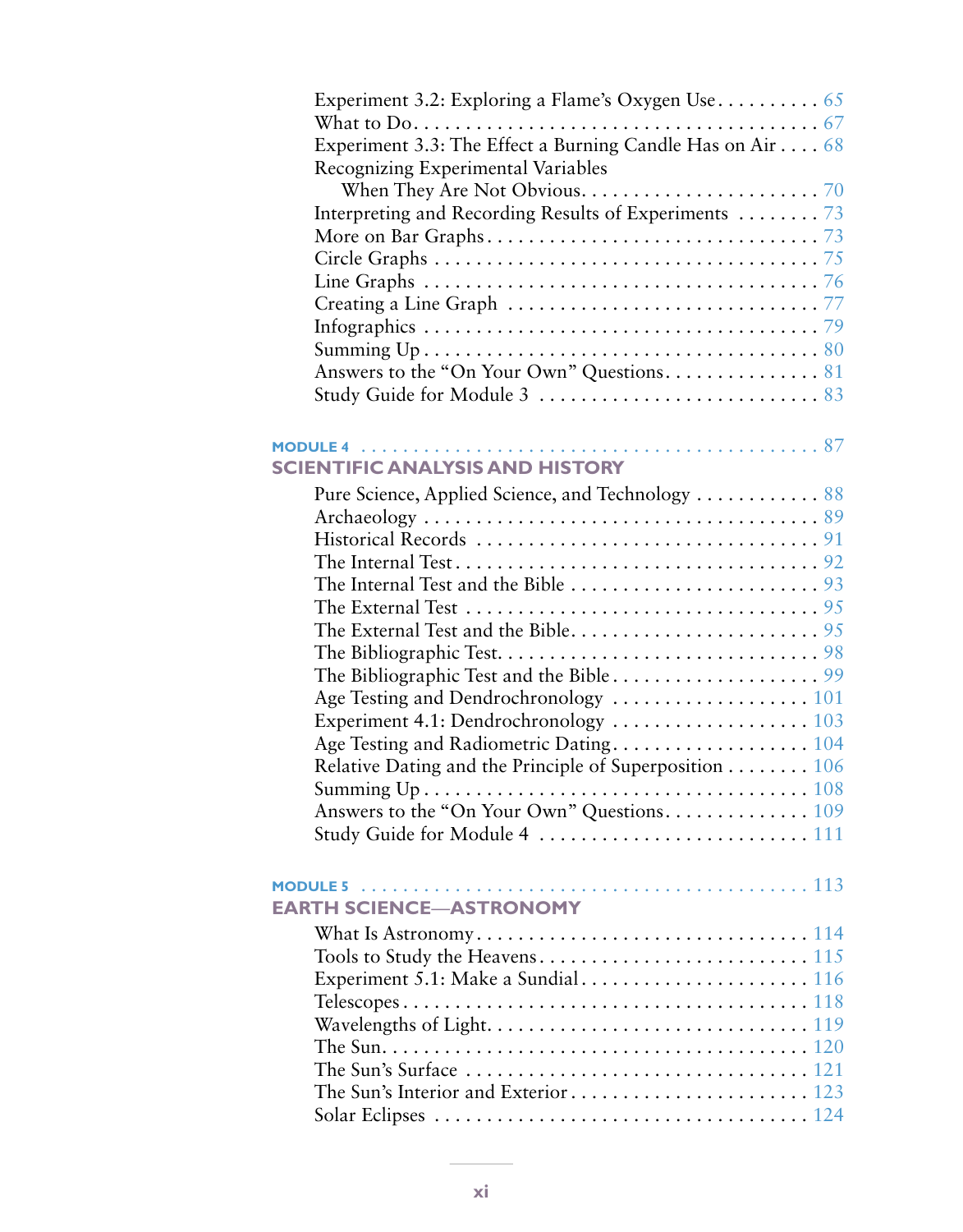Experiment 3.2: Exploring a Flame's Oxygen Use . . . . . . . . . . 65
What to Do . . . . . . . . . . . . . . . . . . . . . . . . . . . . . . . . . . . . . . 67
Experiment 3.3: The Effect a Burning Candle Has on Air . . . . 68
Recognizing Experimental Variables
When They Are Not Obvious . . . . . . . . . . . . . . . . . . . . . . . . 70
Interpreting and Recording Results of Experiments . . . . . . . . 73
More on Bar Graphs . . . . . . . . . . . . . . . . . . . . . . . . . . . . . . . 73
Circle Graphs . . . . . . . . . . . . . . . . . . . . . . . . . . . . . . . . . . . . 75
Line Graphs . . . . . . . . . . . . . . . . . . . . . . . . . . . . . . . . . . . . . 76
Creating a Line Graph . . . . . . . . . . . . . . . . . . . . . . . . . . . . . 77
Infographics . . . . . . . . . . . . . . . . . . . . . . . . . . . . . . . . . . . . . 79
Summing Up . . . . . . . . . . . . . . . . . . . . . . . . . . . . . . . . . . . . . 80
Answers to the "On Your Own" Questions . . . . . . . . . . . . . . . 81
Study Guide for Module 3 . . . . . . . . . . . . . . . . . . . . . . . . . . 83

## MODULE 4 . . . . . . . . . . . . . . . . . . . . . . . . . . . . . . . . . . . . . . . . . 87
## SCIENTIFIC ANALYSIS AND HISTORY

Pure Science, Applied Science, and Technology . . . . . . . . . . . . 88
Archaeology . . . . . . . . . . . . . . . . . . . . . . . . . . . . . . . . . . . . . 89
Historical Records . . . . . . . . . . . . . . . . . . . . . . . . . . . . . . . . . 91
The Internal Test . . . . . . . . . . . . . . . . . . . . . . . . . . . . . . . . . . 92
The Internal Test and the Bible . . . . . . . . . . . . . . . . . . . . . . . 93
The External Test . . . . . . . . . . . . . . . . . . . . . . . . . . . . . . . . . 95
The External Test and the Bible . . . . . . . . . . . . . . . . . . . . . . . 95
The Bibliographic Test . . . . . . . . . . . . . . . . . . . . . . . . . . . . . . 98
The Bibliographic Test and the Bible . . . . . . . . . . . . . . . . . . . 99
Age Testing and Dendrochronology . . . . . . . . . . . . . . . . . . . 101
Experiment 4.1: Dendrochronology . . . . . . . . . . . . . . . . . . . 103
Age Testing and Radiometric Dating . . . . . . . . . . . . . . . . . . . 104
Relative Dating and the Principle of Superposition . . . . . . . . 106
Summing Up . . . . . . . . . . . . . . . . . . . . . . . . . . . . . . . . . . . . . 108
Answers to the "On Your Own" Questions . . . . . . . . . . . . . . . 109
Study Guide for Module 4 . . . . . . . . . . . . . . . . . . . . . . . . . . 111

## MODULE 5 . . . . . . . . . . . . . . . . . . . . . . . . . . . . . . . . . . . . . . . . . 113
## EARTH SCIENCE—ASTRONOMY

What Is Astronomy . . . . . . . . . . . . . . . . . . . . . . . . . . . . . . . . 114
Tools to Study the Heavens . . . . . . . . . . . . . . . . . . . . . . . . . . 115
Experiment 5.1: Make a Sundial . . . . . . . . . . . . . . . . . . . . . . 116
Telescopes . . . . . . . . . . . . . . . . . . . . . . . . . . . . . . . . . . . . . . . 118
Wavelengths of Light . . . . . . . . . . . . . . . . . . . . . . . . . . . . . . . 119
The Sun . . . . . . . . . . . . . . . . . . . . . . . . . . . . . . . . . . . . . . . . . 120
The Sun's Surface . . . . . . . . . . . . . . . . . . . . . . . . . . . . . . . . . 121
The Sun's Interior and Exterior . . . . . . . . . . . . . . . . . . . . . . . 123
Solar Eclipses . . . . . . . . . . . . . . . . . . . . . . . . . . . . . . . . . . . . 124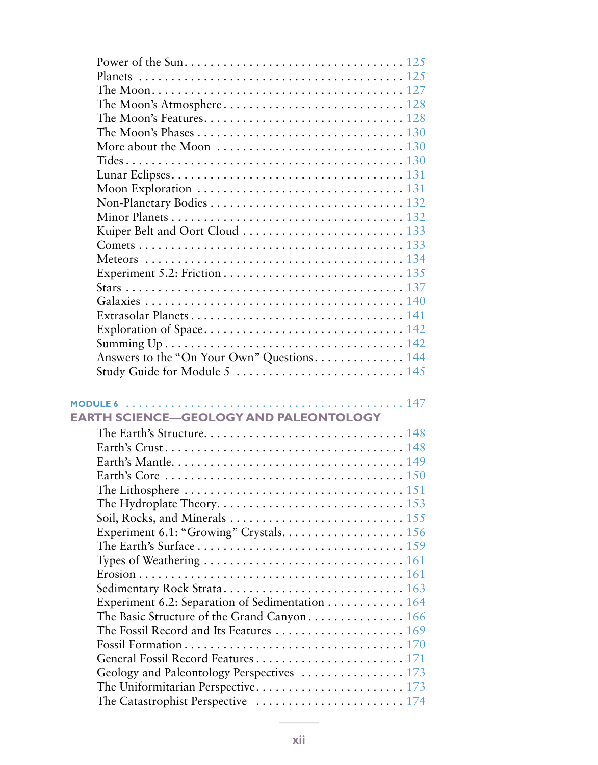Power of the Sun . . . . . . . . . . . . . . . . . . . . . . . . . . . . . . . . . 125
Planets . . . . . . . . . . . . . . . . . . . . . . . . . . . . . . . . . . . . . . . 125
The Moon . . . . . . . . . . . . . . . . . . . . . . . . . . . . . . . . . . . . . 127
The Moon's Atmosphere . . . . . . . . . . . . . . . . . . . . . . . . . . . 128
The Moon's Features . . . . . . . . . . . . . . . . . . . . . . . . . . . . . 128
The Moon's Phases . . . . . . . . . . . . . . . . . . . . . . . . . . . . . . 130
More about the Moon . . . . . . . . . . . . . . . . . . . . . . . . . . . . 130
Tides . . . . . . . . . . . . . . . . . . . . . . . . . . . . . . . . . . . . . . . . 130
Lunar Eclipses . . . . . . . . . . . . . . . . . . . . . . . . . . . . . . . . . . 131
Moon Exploration . . . . . . . . . . . . . . . . . . . . . . . . . . . . . . . 131
Non-Planetary Bodies . . . . . . . . . . . . . . . . . . . . . . . . . . . . . 132
Minor Planets . . . . . . . . . . . . . . . . . . . . . . . . . . . . . . . . . . 132
Kuiper Belt and Oort Cloud . . . . . . . . . . . . . . . . . . . . . . . . 133
Comets . . . . . . . . . . . . . . . . . . . . . . . . . . . . . . . . . . . . . . 133
Meteors . . . . . . . . . . . . . . . . . . . . . . . . . . . . . . . . . . . . . . 134
Experiment 5.2: Friction . . . . . . . . . . . . . . . . . . . . . . . . . . . 135
Stars . . . . . . . . . . . . . . . . . . . . . . . . . . . . . . . . . . . . . . . . 137
Galaxies . . . . . . . . . . . . . . . . . . . . . . . . . . . . . . . . . . . . . . 140
Extrasolar Planets . . . . . . . . . . . . . . . . . . . . . . . . . . . . . . . 141
Exploration of Space . . . . . . . . . . . . . . . . . . . . . . . . . . . . . 142
Summing Up . . . . . . . . . . . . . . . . . . . . . . . . . . . . . . . . . . . 142
Answers to the "On Your Own" Questions . . . . . . . . . . . . . . 144
Study Guide for Module 5 . . . . . . . . . . . . . . . . . . . . . . . . . . 145

## MODULE 6 . . . . . . . . . . . . . . . . . . . . . . . . . . . . . . . . . . . . . 147
## EARTH SCIENCE—GEOLOGY AND PALEONTOLOGY

The Earth's Structure . . . . . . . . . . . . . . . . . . . . . . . . . . . . . 148
Earth's Crust . . . . . . . . . . . . . . . . . . . . . . . . . . . . . . . . . . . 148
Earth's Mantle . . . . . . . . . . . . . . . . . . . . . . . . . . . . . . . . . . 149
Earth's Core . . . . . . . . . . . . . . . . . . . . . . . . . . . . . . . . . . . 150
The Lithosphere . . . . . . . . . . . . . . . . . . . . . . . . . . . . . . . . 151
The Hydroplate Theory . . . . . . . . . . . . . . . . . . . . . . . . . . . . 153
Soil, Rocks, and Minerals . . . . . . . . . . . . . . . . . . . . . . . . . . 155
Experiment 6.1: "Growing" Crystals . . . . . . . . . . . . . . . . . . . 156
The Earth's Surface . . . . . . . . . . . . . . . . . . . . . . . . . . . . . . 159
Types of Weathering . . . . . . . . . . . . . . . . . . . . . . . . . . . . . 161
Erosion . . . . . . . . . . . . . . . . . . . . . . . . . . . . . . . . . . . . . . 161
Sedimentary Rock Strata . . . . . . . . . . . . . . . . . . . . . . . . . . . 163
Experiment 6.2: Separation of Sedimentation . . . . . . . . . . . . 164
The Basic Structure of the Grand Canyon . . . . . . . . . . . . . . . 166
The Fossil Record and Its Features . . . . . . . . . . . . . . . . . . . . 169
Fossil Formation . . . . . . . . . . . . . . . . . . . . . . . . . . . . . . . . 170
General Fossil Record Features . . . . . . . . . . . . . . . . . . . . . . 171
Geology and Paleontology Perspectives . . . . . . . . . . . . . . . . 173
The Uniformitarian Perspective . . . . . . . . . . . . . . . . . . . . . . 173
The Catastrophist Perspective . . . . . . . . . . . . . . . . . . . . . . . 174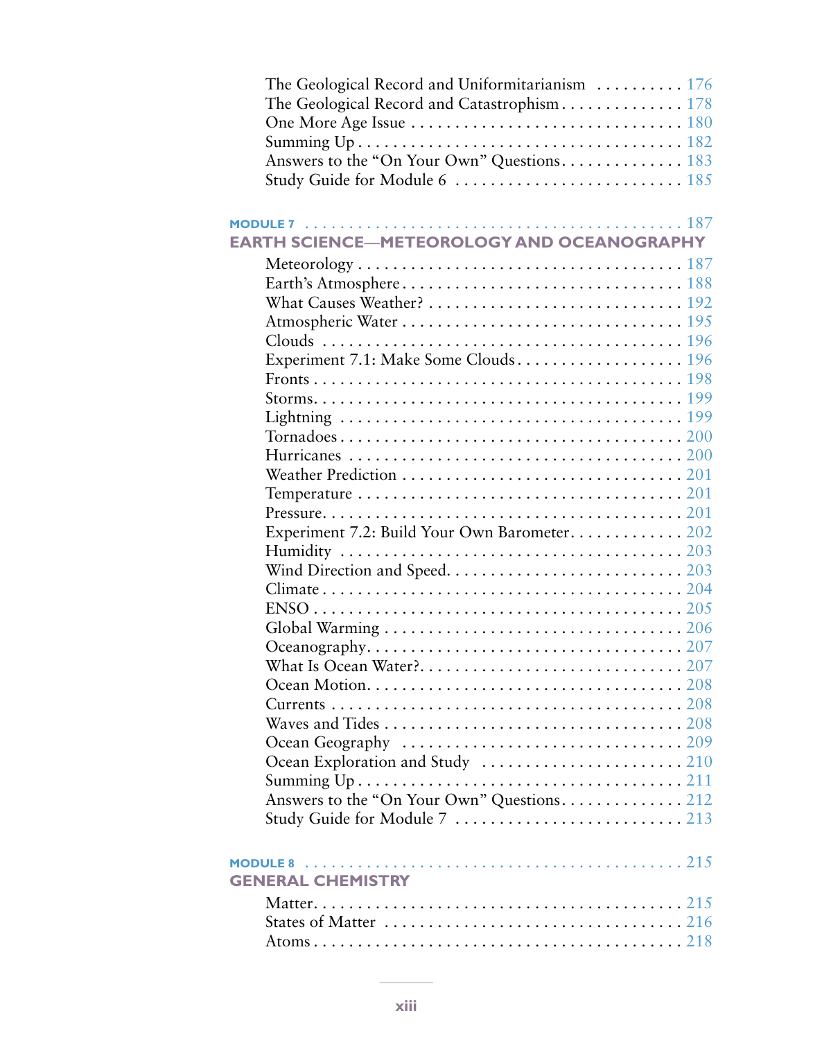The Geological Record and Uniformitarianism . . . . . . . . . . 176
The Geological Record and Catastrophism . . . . . . . . . . . . . . 178
One More Age Issue . . . . . . . . . . . . . . . . . . . . . . . . . . . . . . 180
Summing Up . . . . . . . . . . . . . . . . . . . . . . . . . . . . . . . . . . . 182
Answers to the "On Your Own" Questions . . . . . . . . . . . . . . 183
Study Guide for Module 6 . . . . . . . . . . . . . . . . . . . . . . . . . 185

## MODULE 7 . . . . . . . . . . . . . . . . . . . . . . . . . . . . . . . . . . . . . . . . 187
## EARTH SCIENCE—METEOROLOGY AND OCEANOGRAPHY

Meteorology . . . . . . . . . . . . . . . . . . . . . . . . . . . . . . . . . . . 187
Earth's Atmosphere . . . . . . . . . . . . . . . . . . . . . . . . . . . . . . 188
What Causes Weather? . . . . . . . . . . . . . . . . . . . . . . . . . . . 192
Atmospheric Water . . . . . . . . . . . . . . . . . . . . . . . . . . . . . . 195
Clouds . . . . . . . . . . . . . . . . . . . . . . . . . . . . . . . . . . . . . . . 196
Experiment 7.1: Make Some Clouds . . . . . . . . . . . . . . . . . . 196
Fronts . . . . . . . . . . . . . . . . . . . . . . . . . . . . . . . . . . . . . . . 198
Storms . . . . . . . . . . . . . . . . . . . . . . . . . . . . . . . . . . . . . . . 199
Lightning . . . . . . . . . . . . . . . . . . . . . . . . . . . . . . . . . . . . . 199
Tornadoes . . . . . . . . . . . . . . . . . . . . . . . . . . . . . . . . . . . . 200
Hurricanes . . . . . . . . . . . . . . . . . . . . . . . . . . . . . . . . . . . . 200
Weather Prediction . . . . . . . . . . . . . . . . . . . . . . . . . . . . . . 201
Temperature . . . . . . . . . . . . . . . . . . . . . . . . . . . . . . . . . . 201
Pressure . . . . . . . . . . . . . . . . . . . . . . . . . . . . . . . . . . . . . . 201
Experiment 7.2: Build Your Own Barometer . . . . . . . . . . . . . 202
Humidity . . . . . . . . . . . . . . . . . . . . . . . . . . . . . . . . . . . . . 203
Wind Direction and Speed . . . . . . . . . . . . . . . . . . . . . . . . . 203
Climate . . . . . . . . . . . . . . . . . . . . . . . . . . . . . . . . . . . . . . 204
ENSO . . . . . . . . . . . . . . . . . . . . . . . . . . . . . . . . . . . . . . . . 205
Global Warming . . . . . . . . . . . . . . . . . . . . . . . . . . . . . . . . 206
Oceanography . . . . . . . . . . . . . . . . . . . . . . . . . . . . . . . . . 207
What Is Ocean Water? . . . . . . . . . . . . . . . . . . . . . . . . . . . 207
Ocean Motion . . . . . . . . . . . . . . . . . . . . . . . . . . . . . . . . . 208
Currents . . . . . . . . . . . . . . . . . . . . . . . . . . . . . . . . . . . . . 208
Waves and Tides . . . . . . . . . . . . . . . . . . . . . . . . . . . . . . . 208
Ocean Geography . . . . . . . . . . . . . . . . . . . . . . . . . . . . . . . 209
Ocean Exploration and Study . . . . . . . . . . . . . . . . . . . . . . . 210
Summing Up . . . . . . . . . . . . . . . . . . . . . . . . . . . . . . . . . . . 211
Answers to the "On Your Own" Questions . . . . . . . . . . . . . . 212
Study Guide for Module 7 . . . . . . . . . . . . . . . . . . . . . . . . . 213

## MODULE 8 . . . . . . . . . . . . . . . . . . . . . . . . . . . . . . . . . . . . . . . . 215
## GENERAL CHEMISTRY

Matter . . . . . . . . . . . . . . . . . . . . . . . . . . . . . . . . . . . . . . . 215
States of Matter . . . . . . . . . . . . . . . . . . . . . . . . . . . . . . . . 216
Atoms . . . . . . . . . . . . . . . . . . . . . . . . . . . . . . . . . . . . . . . 218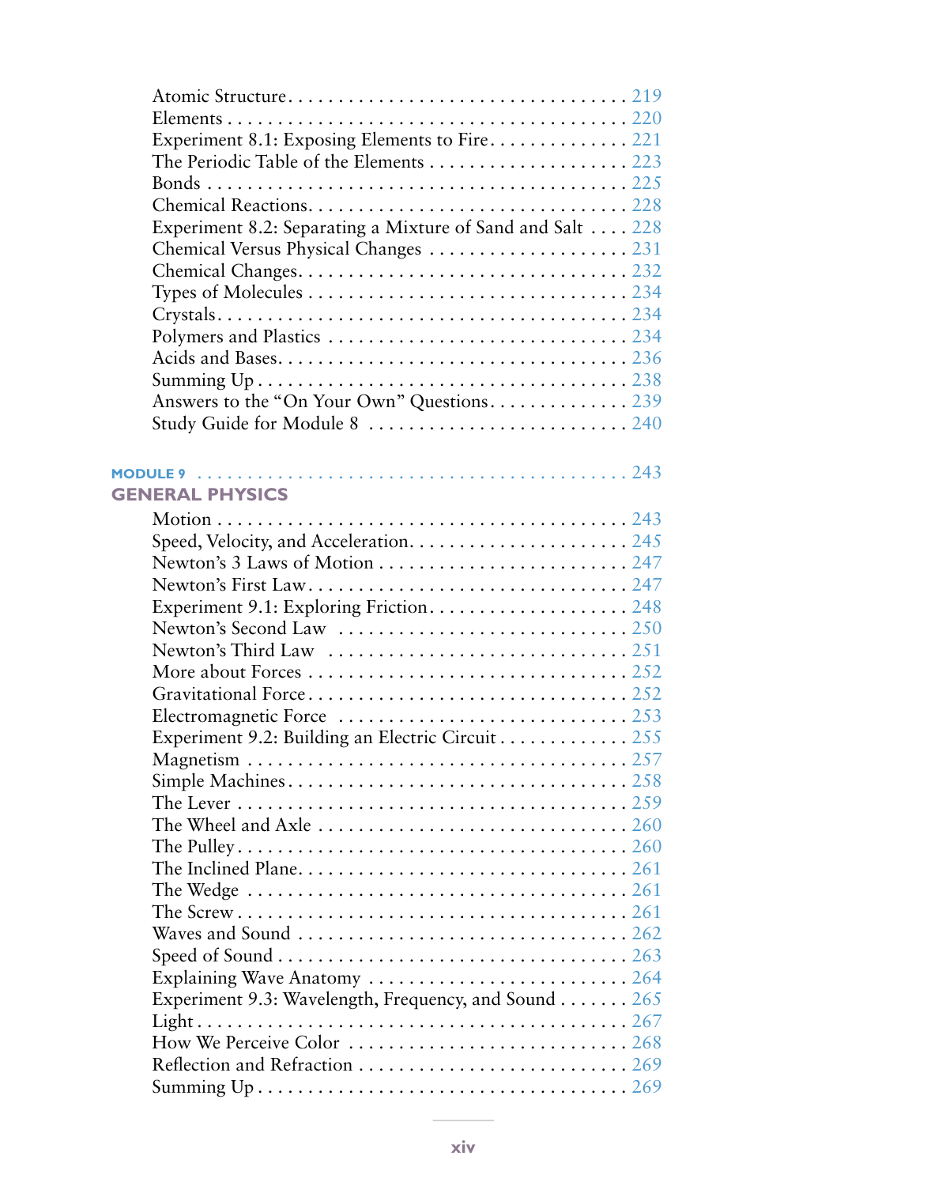Atomic Structure . . . . . . . . . . . . . . . . . . . . . . . . . . . . . . . . . 219
Elements . . . . . . . . . . . . . . . . . . . . . . . . . . . . . . . . . . . . . . 220
Experiment 8.1: Exposing Elements to Fire . . . . . . . . . . . . . . 221
The Periodic Table of the Elements . . . . . . . . . . . . . . . . . . . . 223
Bonds . . . . . . . . . . . . . . . . . . . . . . . . . . . . . . . . . . . . . . . 225
Chemical Reactions . . . . . . . . . . . . . . . . . . . . . . . . . . . . . . 228
Experiment 8.2: Separating a Mixture of Sand and Salt . . . . 228
Chemical Versus Physical Changes . . . . . . . . . . . . . . . . . . . . 231
Chemical Changes . . . . . . . . . . . . . . . . . . . . . . . . . . . . . . . 232
Types of Molecules . . . . . . . . . . . . . . . . . . . . . . . . . . . . . . 234
Crystals . . . . . . . . . . . . . . . . . . . . . . . . . . . . . . . . . . . . . . 234
Polymers and Plastics . . . . . . . . . . . . . . . . . . . . . . . . . . . . 234
Acids and Bases . . . . . . . . . . . . . . . . . . . . . . . . . . . . . . . . 236
Summing Up . . . . . . . . . . . . . . . . . . . . . . . . . . . . . . . . . . . 238
Answers to the "On Your Own" Questions . . . . . . . . . . . . . . 239
Study Guide for Module 8 . . . . . . . . . . . . . . . . . . . . . . . . . 240

## MODULE 9 . . . . . . . . . . . . . . . . . . . . . . . . . . . . . . . . . . . . . . . 243
## GENERAL PHYSICS

Motion . . . . . . . . . . . . . . . . . . . . . . . . . . . . . . . . . . . . . . . 243
Speed, Velocity, and Acceleration . . . . . . . . . . . . . . . . . . . . 245
Newton's 3 Laws of Motion . . . . . . . . . . . . . . . . . . . . . . . . 247
Newton's First Law . . . . . . . . . . . . . . . . . . . . . . . . . . . . . . 247
Experiment 9.1: Exploring Friction . . . . . . . . . . . . . . . . . . . 248
Newton's Second Law . . . . . . . . . . . . . . . . . . . . . . . . . . . . 250
Newton's Third Law . . . . . . . . . . . . . . . . . . . . . . . . . . . . . 251
More about Forces . . . . . . . . . . . . . . . . . . . . . . . . . . . . . . 252
Gravitational Force . . . . . . . . . . . . . . . . . . . . . . . . . . . . . . 252
Electromagnetic Force . . . . . . . . . . . . . . . . . . . . . . . . . . . . 253
Experiment 9.2: Building an Electric Circuit . . . . . . . . . . . . . 255
Magnetism . . . . . . . . . . . . . . . . . . . . . . . . . . . . . . . . . . . . 257
Simple Machines . . . . . . . . . . . . . . . . . . . . . . . . . . . . . . . . 258
The Lever . . . . . . . . . . . . . . . . . . . . . . . . . . . . . . . . . . . . . 259
The Wheel and Axle . . . . . . . . . . . . . . . . . . . . . . . . . . . . . 260
The Pulley . . . . . . . . . . . . . . . . . . . . . . . . . . . . . . . . . . . . 260
The Inclined Plane . . . . . . . . . . . . . . . . . . . . . . . . . . . . . . . 261
The Wedge . . . . . . . . . . . . . . . . . . . . . . . . . . . . . . . . . . . . 261
The Screw . . . . . . . . . . . . . . . . . . . . . . . . . . . . . . . . . . . . 261
Waves and Sound . . . . . . . . . . . . . . . . . . . . . . . . . . . . . . . 262
Speed of Sound . . . . . . . . . . . . . . . . . . . . . . . . . . . . . . . . . 263
Explaining Wave Anatomy . . . . . . . . . . . . . . . . . . . . . . . . . 264
Experiment 9.3: Wavelength, Frequency, and Sound . . . . . . . 265
Light . . . . . . . . . . . . . . . . . . . . . . . . . . . . . . . . . . . . . . . . 267
How We Perceive Color . . . . . . . . . . . . . . . . . . . . . . . . . . . 268
Reflection and Refraction . . . . . . . . . . . . . . . . . . . . . . . . . 269
Summing Up . . . . . . . . . . . . . . . . . . . . . . . . . . . . . . . . . . . 269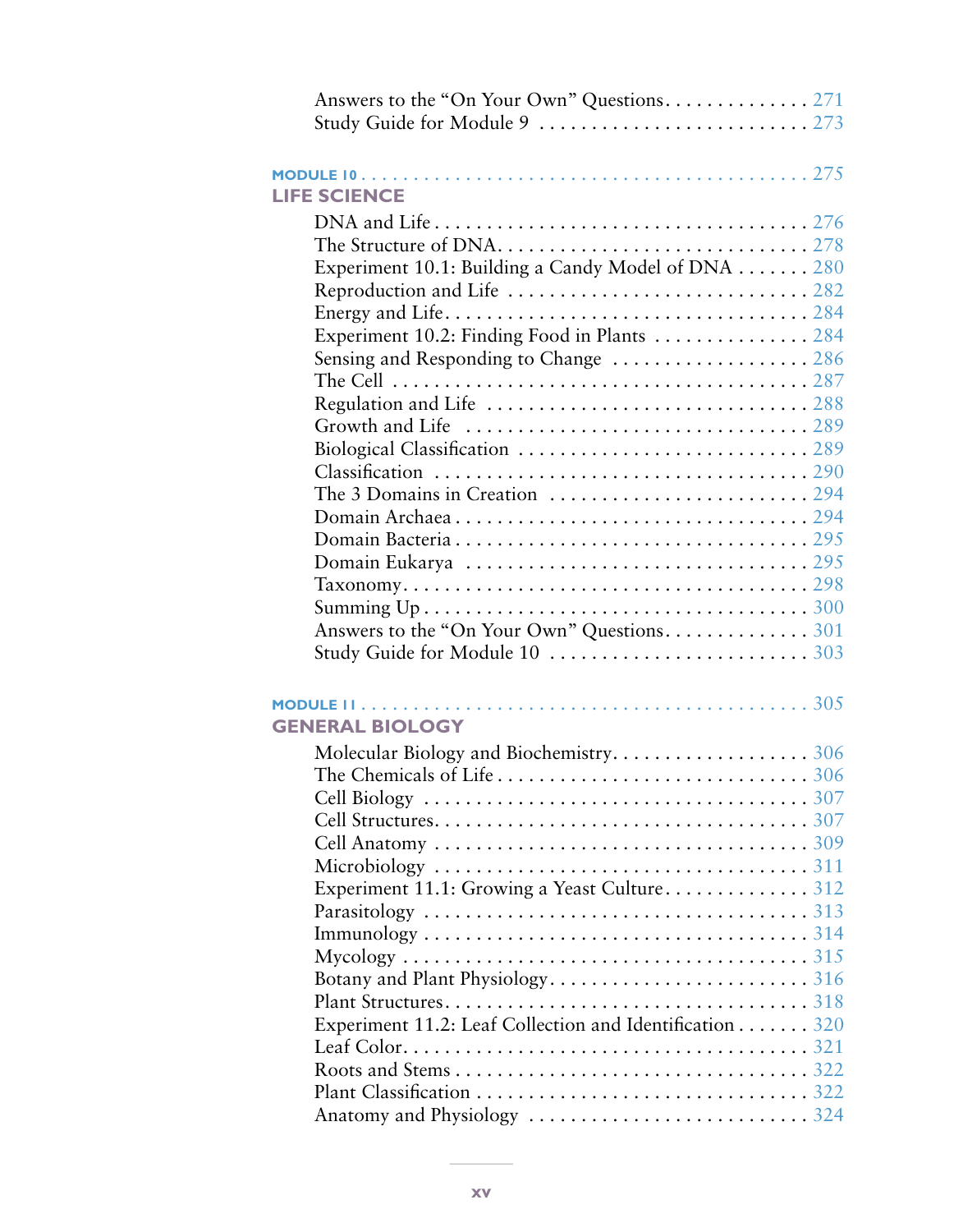Answers to the "On Your Own" Questions . . . . . . . . . . . . . . 271
Study Guide for Module 9 . . . . . . . . . . . . . . . . . . . . . . . . . 273

## MODULE 10 . . . . . . . . . . . . . . . . . . . . . . . . . . . . . . . . . . . . . . . . 275
## LIFE SCIENCE

DNA and Life . . . . . . . . . . . . . . . . . . . . . . . . . . . . . . . . . . . 276
The Structure of DNA. . . . . . . . . . . . . . . . . . . . . . . . . . . . . 278
Experiment 10.1: Building a Candy Model of DNA . . . . . . . 280
Reproduction and Life . . . . . . . . . . . . . . . . . . . . . . . . . . . . 282
Energy and Life. . . . . . . . . . . . . . . . . . . . . . . . . . . . . . . . . . 284
Experiment 10.2: Finding Food in Plants . . . . . . . . . . . . . . . 284
Sensing and Responding to Change . . . . . . . . . . . . . . . . . . 286
The Cell . . . . . . . . . . . . . . . . . . . . . . . . . . . . . . . . . . . . . . . 287
Regulation and Life . . . . . . . . . . . . . . . . . . . . . . . . . . . . . . 288
Growth and Life . . . . . . . . . . . . . . . . . . . . . . . . . . . . . . . . . 289
Biological Classification . . . . . . . . . . . . . . . . . . . . . . . . . . . 289
Classification . . . . . . . . . . . . . . . . . . . . . . . . . . . . . . . . . . . 290
The 3 Domains in Creation . . . . . . . . . . . . . . . . . . . . . . . . . 294
Domain Archaea . . . . . . . . . . . . . . . . . . . . . . . . . . . . . . . . . 294
Domain Bacteria . . . . . . . . . . . . . . . . . . . . . . . . . . . . . . . . . 295
Domain Eukarya . . . . . . . . . . . . . . . . . . . . . . . . . . . . . . . . . 295
Taxonomy. . . . . . . . . . . . . . . . . . . . . . . . . . . . . . . . . . . . . . 298
Summing Up . . . . . . . . . . . . . . . . . . . . . . . . . . . . . . . . . . . 300
Answers to the "On Your Own" Questions . . . . . . . . . . . . . . 301
Study Guide for Module 10 . . . . . . . . . . . . . . . . . . . . . . . . 303

## MODULE 11 . . . . . . . . . . . . . . . . . . . . . . . . . . . . . . . . . . . . . . . . 305
## GENERAL BIOLOGY

Molecular Biology and Biochemistry. . . . . . . . . . . . . . . . . . . 306
The Chemicals of Life . . . . . . . . . . . . . . . . . . . . . . . . . . . . . 306
Cell Biology . . . . . . . . . . . . . . . . . . . . . . . . . . . . . . . . . . . . 307
Cell Structures. . . . . . . . . . . . . . . . . . . . . . . . . . . . . . . . . . . 307
Cell Anatomy . . . . . . . . . . . . . . . . . . . . . . . . . . . . . . . . . . . 309
Microbiology . . . . . . . . . . . . . . . . . . . . . . . . . . . . . . . . . . . 311
Experiment 11.1: Growing a Yeast Culture. . . . . . . . . . . . . . 312
Parasitology . . . . . . . . . . . . . . . . . . . . . . . . . . . . . . . . . . . . 313
Immunology . . . . . . . . . . . . . . . . . . . . . . . . . . . . . . . . . . . . 314
Mycology . . . . . . . . . . . . . . . . . . . . . . . . . . . . . . . . . . . . . . 315
Botany and Plant Physiology. . . . . . . . . . . . . . . . . . . . . . . . . 316
Plant Structures. . . . . . . . . . . . . . . . . . . . . . . . . . . . . . . . . . 318
Experiment 11.2: Leaf Collection and Identification . . . . . . . 320
Leaf Color. . . . . . . . . . . . . . . . . . . . . . . . . . . . . . . . . . . . . . 321
Roots and Stems . . . . . . . . . . . . . . . . . . . . . . . . . . . . . . . . . 322
Plant Classification . . . . . . . . . . . . . . . . . . . . . . . . . . . . . . . 322
Anatomy and Physiology . . . . . . . . . . . . . . . . . . . . . . . . . . . 324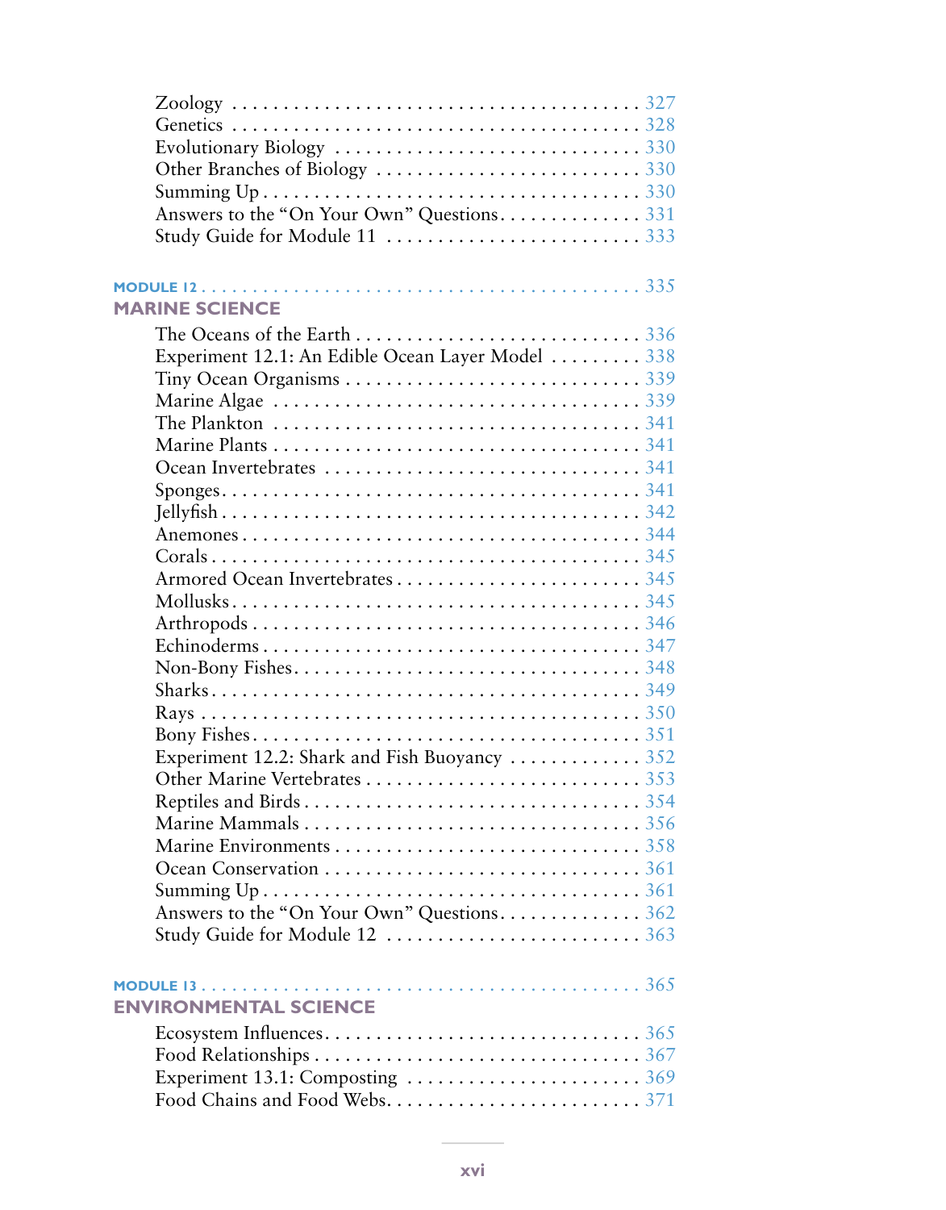Zoology ........................................ 327
Genetics ........................................ 328
Evolutionary Biology ............................ 330
Other Branches of Biology ....................... 330
Summing Up ...................................... 330
Answers to the "On Your Own" Questions........... 331
Study Guide for Module 11 ....................... 333

**MODULE 12** ....................................... 335

## MARINE SCIENCE

The Oceans of the Earth ......................... 336
Experiment 12.1: An Edible Ocean Layer Model .... 338
Tiny Ocean Organisms ............................ 339
Marine Algae .................................... 339
The Plankton .................................... 341
Marine Plants ................................... 341
Ocean Invertebrates ............................. 341
Sponges.......................................... 341
Jellyfish ........................................ 342
Anemones ........................................ 344
Corals .......................................... 345
Armored Ocean Invertebrates ..................... 345
Mollusks......................................... 345
Arthropods ...................................... 346
Echinoderms ..................................... 347
Non-Bony Fishes.................................. 348
Sharks........................................... 349
Rays ............................................ 350
Bony Fishes...................................... 351
Experiment 12.2: Shark and Fish Buoyancy ........ 352
Other Marine Vertebrates ........................ 353
Reptiles and Birds .............................. 354
Marine Mammals .................................. 356
Marine Environments ............................. 358
Ocean Conservation .............................. 361
Summing Up ...................................... 361
Answers to the "On Your Own" Questions........... 362
Study Guide for Module 12 ....................... 363

**MODULE 13** ....................................... 365

## ENVIRONMENTAL SCIENCE

Ecosystem Influences............................. 365
Food Relationships .............................. 367
Experiment 13.1: Composting ..................... 369
Food Chains and Food Webs........................ 371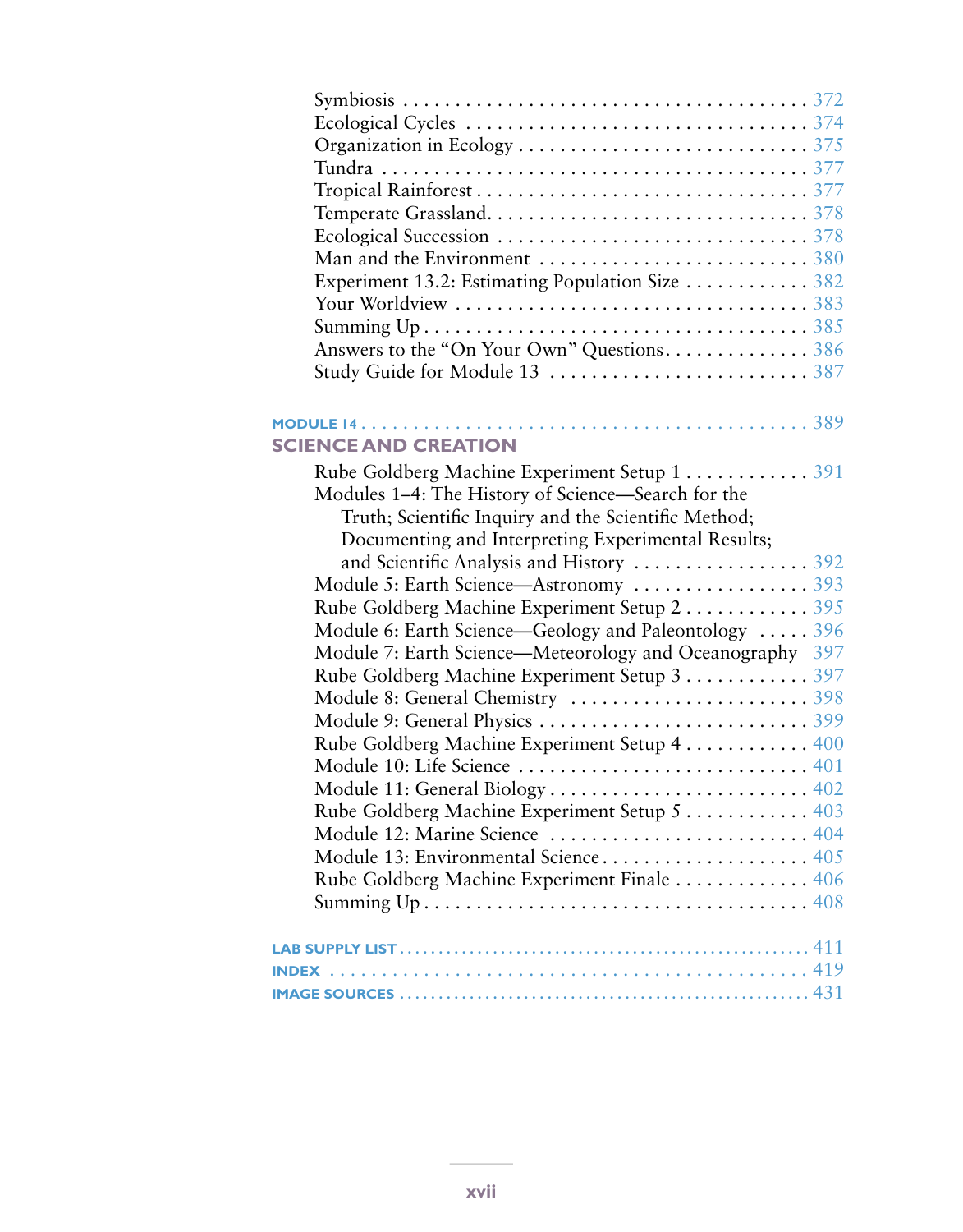Symbiosis . . . . . . . . . . . . . . . . . . . . . . . . . . . . . . . . . . . . . . . 372
Ecological Cycles . . . . . . . . . . . . . . . . . . . . . . . . . . . . . . . . 374
Organization in Ecology . . . . . . . . . . . . . . . . . . . . . . . . . . . 375
Tundra . . . . . . . . . . . . . . . . . . . . . . . . . . . . . . . . . . . . . . . . 377
Tropical Rainforest . . . . . . . . . . . . . . . . . . . . . . . . . . . . . . 377
Temperate Grassland. . . . . . . . . . . . . . . . . . . . . . . . . . . . . 378
Ecological Succession . . . . . . . . . . . . . . . . . . . . . . . . . . . . 378
Man and the Environment . . . . . . . . . . . . . . . . . . . . . . . . . 380
Experiment 13.2: Estimating Population Size . . . . . . . . . . . . 382
Your Worldview . . . . . . . . . . . . . . . . . . . . . . . . . . . . . . . . 383
Summing Up . . . . . . . . . . . . . . . . . . . . . . . . . . . . . . . . . . . 385
Answers to the "On Your Own" Questions. . . . . . . . . . . . . . 386
Study Guide for Module 13 . . . . . . . . . . . . . . . . . . . . . . . . 387

## MODULE 14 . . . . . . . . . . . . . . . . . . . . . . . . . . . . . . . . . . . . . . . . . 389
## SCIENCE AND CREATION

Rube Goldberg Machine Experiment Setup 1 . . . . . . . . . . . . 391
Modules 1–4: The History of Science—Search for the Truth; Scientific Inquiry and the Scientific Method; Documenting and Interpreting Experimental Results; and Scientific Analysis and History . . . . . . . . . . . . . . . . . 392
Module 5: Earth Science—Astronomy . . . . . . . . . . . . . . . . . 393
Rube Goldberg Machine Experiment Setup 2 . . . . . . . . . . . . 395
Module 6: Earth Science—Geology and Paleontology . . . . . 396
Module 7: Earth Science—Meteorology and Oceanography 397
Rube Goldberg Machine Experiment Setup 3 . . . . . . . . . . . . 397
Module 8: General Chemistry . . . . . . . . . . . . . . . . . . . . . . . 398
Module 9: General Physics . . . . . . . . . . . . . . . . . . . . . . . . . 399
Rube Goldberg Machine Experiment Setup 4 . . . . . . . . . . . . 400
Module 10: Life Science . . . . . . . . . . . . . . . . . . . . . . . . . . . 401
Module 11: General Biology . . . . . . . . . . . . . . . . . . . . . . . . 402
Rube Goldberg Machine Experiment Setup 5 . . . . . . . . . . . . 403
Module 12: Marine Science . . . . . . . . . . . . . . . . . . . . . . . . 404
Module 13: Environmental Science . . . . . . . . . . . . . . . . . . . 405
Rube Goldberg Machine Experiment Finale . . . . . . . . . . . . . 406
Summing Up . . . . . . . . . . . . . . . . . . . . . . . . . . . . . . . . . . . 408

## LAB SUPPLY LIST . . . . . . . . . . . . . . . . . . . . . . . . . . . . . . . . . . . . 411
## INDEX . . . . . . . . . . . . . . . . . . . . . . . . . . . . . . . . . . . . . . . . . . . . 419
## IMAGE SOURCES . . . . . . . . . . . . . . . . . . . . . . . . . . . . . . . . . . . . 431